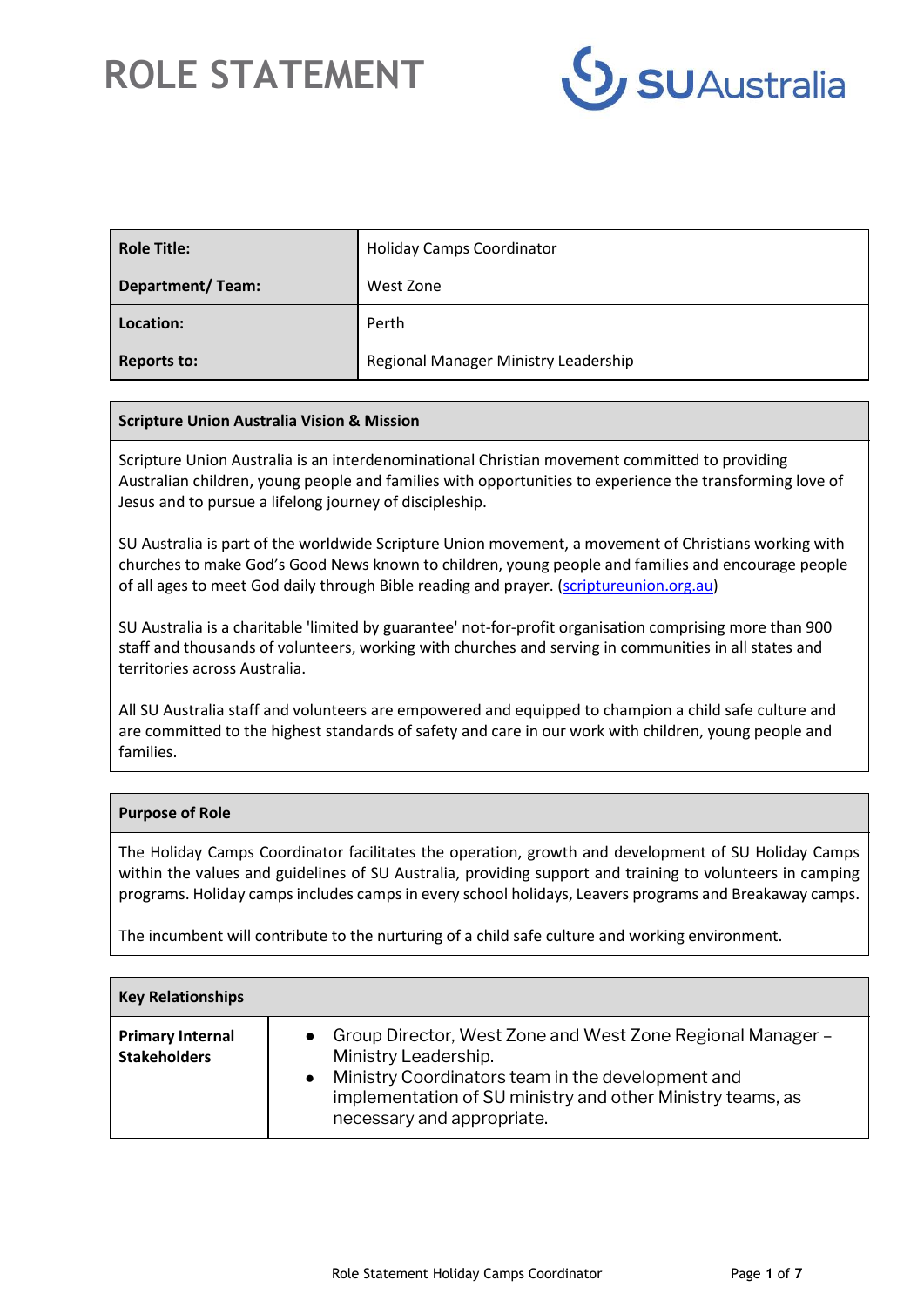# ROLE STATEMENT

| Role Title: | Holiday Camps Coordinator |
|---|---|
| Department/ Team: | West Zone |
| Location: | Perth |
| Reports to: | Regional Manager Ministry Leadership |

## Scripture Union Australia Vision & Mission

Scripture Union Australia is an interdenominational Christian movement committed to providing Australian children, young people and families with opportunities to experience the transforming love of Jesus and to pursue a lifelong journey of discipleship.

SU Australia is part of the worldwide Scripture Union movement, a movement of Christians working with churches to make God's Good News known to children, young people and families and encourage people of all ages to meet God daily through Bible reading and prayer. (scriptureunion.org.au)

SU Australia is a charitable 'limited by guarantee' not-for-profit organisation comprising more than 900 staff and thousands of volunteers, working with churches and serving in communities in all states and territories across Australia.

All SU Australia staff and volunteers are empowered and equipped to champion a child safe culture and are committed to the highest standards of safety and care in our work with children, young people and families.

## Purpose of Role

The Holiday Camps Coordinator facilitates the operation, growth and development of SU Holiday Camps within the values and guidelines of SU Australia, providing support and training to volunteers in camping programs. Holiday camps includes camps in every school holidays, Leavers programs and Breakaway camps.

The incumbent will contribute to the nurturing of a child safe culture and working environment.

## Key Relationships

| Primary Internal Stakeholders | <ul><li>Group Director, West Zone and West Zone Regional Manager – Ministry Leadership.</li><li>Ministry Coordinators team in the development and implementation of SU ministry and other Ministry teams, as necessary and appropriate.</li></ul> |
|---|---|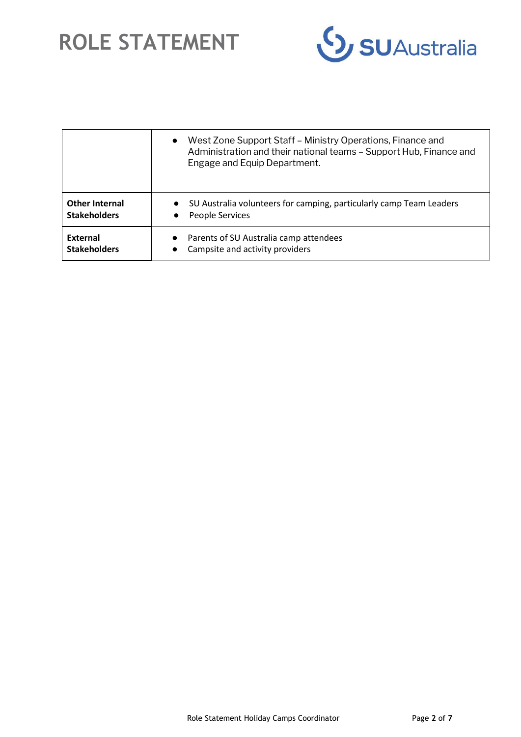|  |  |
|---|---|
|  | ● West Zone Support Staff – Ministry Operations, Finance and Administration and their national teams – Support Hub, Finance and Engage and Equip Department. |
| **Other Internal Stakeholders** | ● SU Australia volunteers for camping, particularly camp Team Leaders<br>● People Services |
| **External Stakeholders** | ● Parents of SU Australia camp attendees<br>● Campsite and activity providers |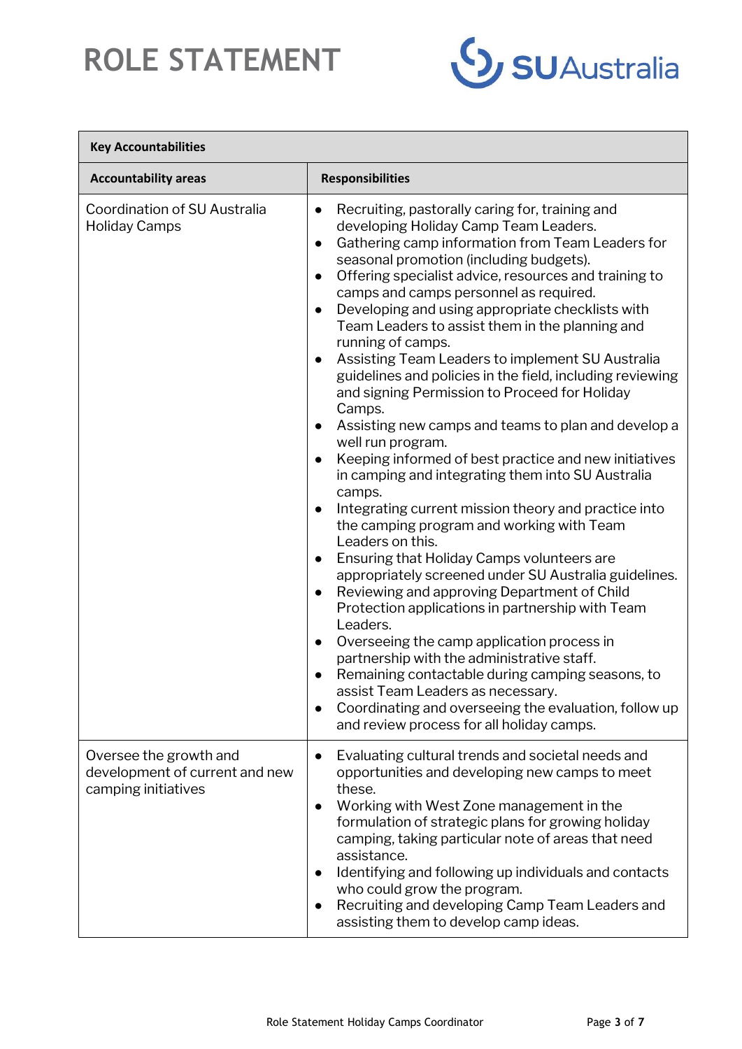# ROLE STATEMENT

| Key Accountabilities | |
|---|---|
| **Accountability areas** | **Responsibilities** |
| Coordination of SU Australia Holiday Camps | • Recruiting, pastorally caring for, training and developing Holiday Camp Team Leaders.<br>• Gathering camp information from Team Leaders for seasonal promotion (including budgets).<br>• Offering specialist advice, resources and training to camps and camps personnel as required.<br>• Developing and using appropriate checklists with Team Leaders to assist them in the planning and running of camps.<br>• Assisting Team Leaders to implement SU Australia guidelines and policies in the field, including reviewing and signing Permission to Proceed for Holiday Camps.<br>• Assisting new camps and teams to plan and develop a well run program.<br>• Keeping informed of best practice and new initiatives in camping and integrating them into SU Australia camps.<br>• Integrating current mission theory and practice into the camping program and working with Team Leaders on this.<br>• Ensuring that Holiday Camps volunteers are appropriately screened under SU Australia guidelines.<br>• Reviewing and approving Department of Child Protection applications in partnership with Team Leaders.<br>• Overseeing the camp application process in partnership with the administrative staff.<br>• Remaining contactable during camping seasons, to assist Team Leaders as necessary.<br>• Coordinating and overseeing the evaluation, follow up and review process for all holiday camps. |
| Oversee the growth and development of current and new camping initiatives | • Evaluating cultural trends and societal needs and opportunities and developing new camps to meet these.<br>• Working with West Zone management in the formulation of strategic plans for growing holiday camping, taking particular note of areas that need assistance.<br>• Identifying and following up individuals and contacts who could grow the program.<br>• Recruiting and developing Camp Team Leaders and assisting them to develop camp ideas. |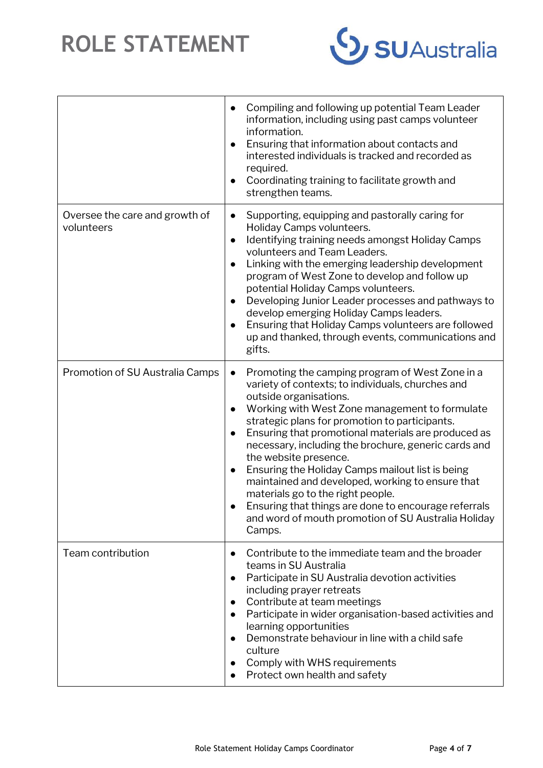# ROLE STATEMENT

| | |
|---|---|
| | • Compiling and following up potential Team Leader information, including using past camps volunteer information.<br>• Ensuring that information about contacts and interested individuals is tracked and recorded as required.<br>• Coordinating training to facilitate growth and strengthen teams. |
| Oversee the care and growth of volunteers | • Supporting, equipping and pastorally caring for Holiday Camps volunteers.<br>• Identifying training needs amongst Holiday Camps volunteers and Team Leaders.<br>• Linking with the emerging leadership development program of West Zone to develop and follow up potential Holiday Camps volunteers.<br>• Developing Junior Leader processes and pathways to develop emerging Holiday Camps leaders.<br>• Ensuring that Holiday Camps volunteers are followed up and thanked, through events, communications and gifts. |
| Promotion of SU Australia Camps | • Promoting the camping program of West Zone in a variety of contexts; to individuals, churches and outside organisations.<br>• Working with West Zone management to formulate strategic plans for promotion to participants.<br>• Ensuring that promotional materials are produced as necessary, including the brochure, generic cards and the website presence.<br>• Ensuring the Holiday Camps mailout list is being maintained and developed, working to ensure that materials go to the right people.<br>• Ensuring that things are done to encourage referrals and word of mouth promotion of SU Australia Holiday Camps. |
| Team contribution | • Contribute to the immediate team and the broader teams in SU Australia<br>• Participate in SU Australia devotion activities including prayer retreats<br>• Contribute at team meetings<br>• Participate in wider organisation-based activities and learning opportunities<br>• Demonstrate behaviour in line with a child safe culture<br>• Comply with WHS requirements<br>• Protect own health and safety |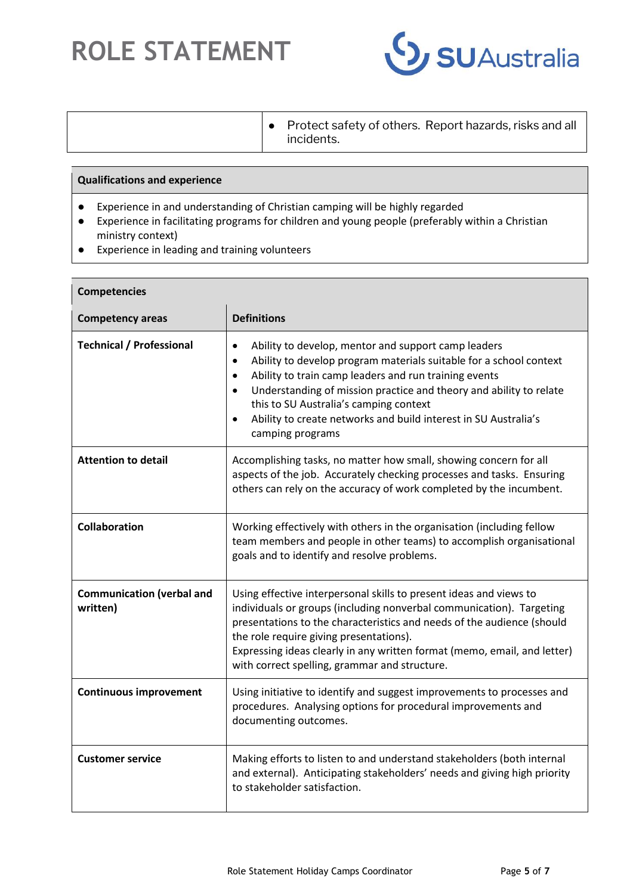| | • Protect safety of others. Report hazards, risks and all incidents. |
|---|---|

**Qualifications and experience**

- Experience in and understanding of Christian camping will be highly regarded
- Experience in facilitating programs for children and young people (preferably within a Christian ministry context)
- Experience in leading and training volunteers

**Competencies**

| Competency areas | Definitions |
|---|---|
| **Technical / Professional** | • Ability to develop, mentor and support camp leaders<br>• Ability to develop program materials suitable for a school context<br>• Ability to train camp leaders and run training events<br>• Understanding of mission practice and theory and ability to relate this to SU Australia's camping context<br>• Ability to create networks and build interest in SU Australia's camping programs |
| **Attention to detail** | Accomplishing tasks, no matter how small, showing concern for all aspects of the job. Accurately checking processes and tasks. Ensuring others can rely on the accuracy of work completed by the incumbent. |
| **Collaboration** | Working effectively with others in the organisation (including fellow team members and people in other teams) to accomplish organisational goals and to identify and resolve problems. |
| **Communication (verbal and written)** | Using effective interpersonal skills to present ideas and views to individuals or groups (including nonverbal communication). Targeting presentations to the characteristics and needs of the audience (should the role require giving presentations).<br>Expressing ideas clearly in any written format (memo, email, and letter) with correct spelling, grammar and structure. |
| **Continuous improvement** | Using initiative to identify and suggest improvements to processes and procedures. Analysing options for procedural improvements and documenting outcomes. |
| **Customer service** | Making efforts to listen to and understand stakeholders (both internal and external). Anticipating stakeholders' needs and giving high priority to stakeholder satisfaction. |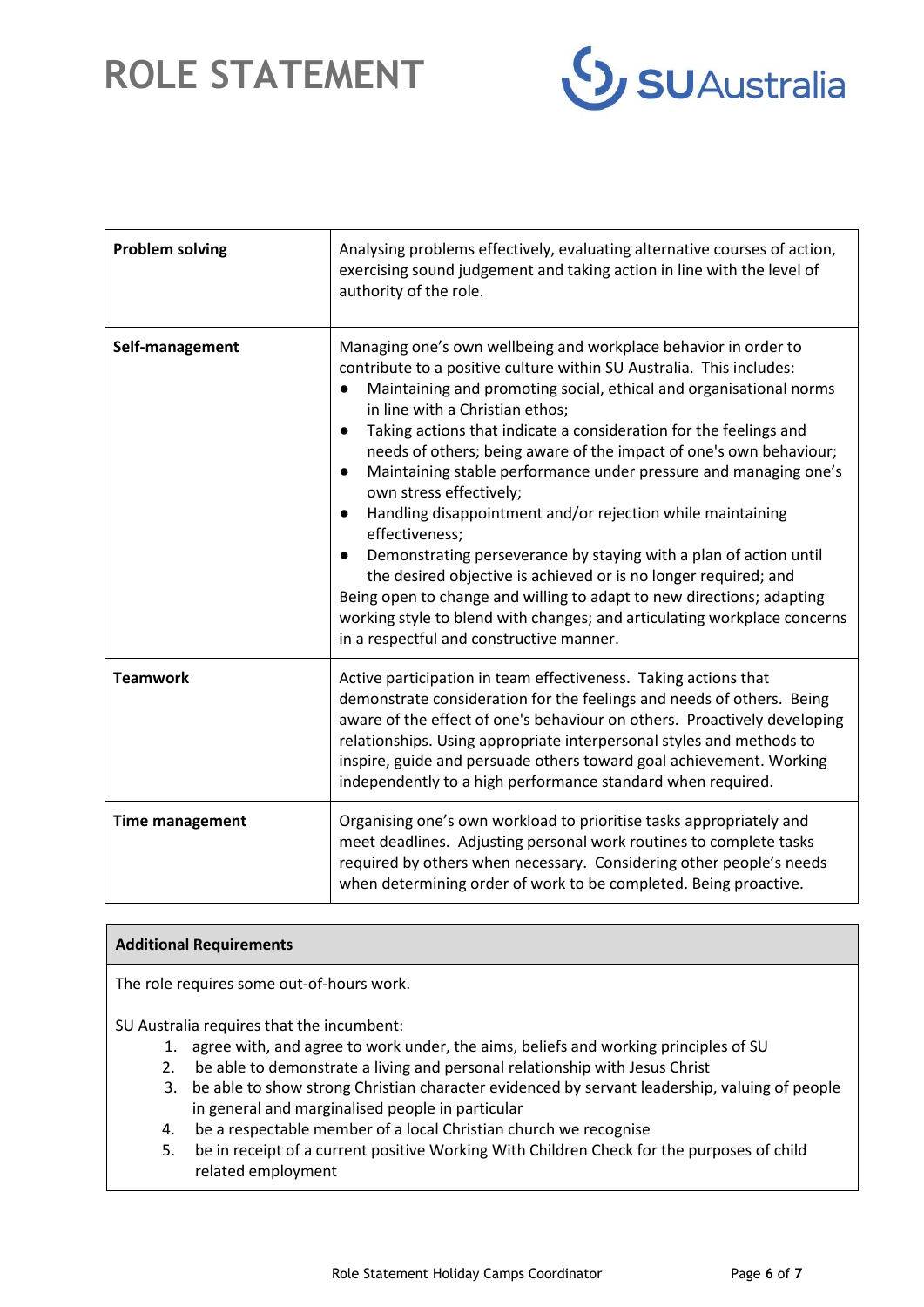| | |
|---|---|
| **Problem solving** | Analysing problems effectively, evaluating alternative courses of action, exercising sound judgement and taking action in line with the level of authority of the role. |
| **Self-management** | Managing one's own wellbeing and workplace behavior in order to contribute to a positive culture within SU Australia. This includes: <br>● Maintaining and promoting social, ethical and organisational norms in line with a Christian ethos; <br>● Taking actions that indicate a consideration for the feelings and needs of others; being aware of the impact of one's own behaviour; <br>● Maintaining stable performance under pressure and managing one's own stress effectively; <br>● Handling disappointment and/or rejection while maintaining effectiveness; <br>● Demonstrating perseverance by staying with a plan of action until the desired objective is achieved or is no longer required; and <br>Being open to change and willing to adapt to new directions; adapting working style to blend with changes; and articulating workplace concerns in a respectful and constructive manner. |
| **Teamwork** | Active participation in team effectiveness. Taking actions that demonstrate consideration for the feelings and needs of others. Being aware of the effect of one's behaviour on others. Proactively developing relationships. Using appropriate interpersonal styles and methods to inspire, guide and persuade others toward goal achievement. Working independently to a high performance standard when required. |
| **Time management** | Organising one's own workload to prioritise tasks appropriately and meet deadlines. Adjusting personal work routines to complete tasks required by others when necessary. Considering other people's needs when determining order of work to be completed. Being proactive. |

**Additional Requirements**

The role requires some out-of-hours work.

SU Australia requires that the incumbent:

1. agree with, and agree to work under, the aims, beliefs and working principles of SU
2. be able to demonstrate a living and personal relationship with Jesus Christ
3. be able to show strong Christian character evidenced by servant leadership, valuing of people in general and marginalised people in particular
4. be a respectable member of a local Christian church we recognise
5. be in receipt of a current positive Working With Children Check for the purposes of child related employment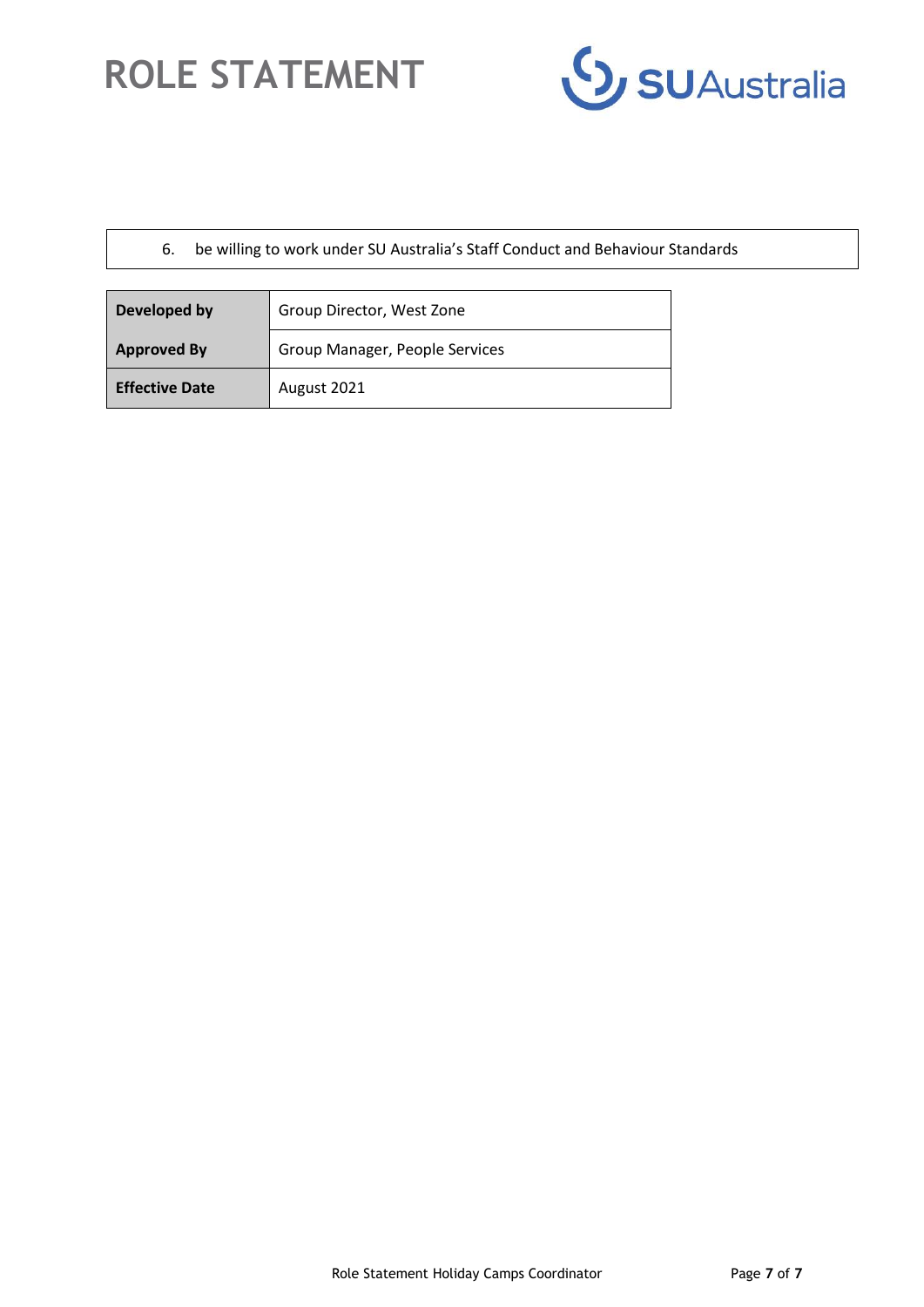6. be willing to work under SU Australia's Staff Conduct and Behaviour Standards

| | |
|---|---|
| **Developed by** | Group Director, West Zone |
| **Approved By** | Group Manager, People Services |
| **Effective Date** | August 2021 |